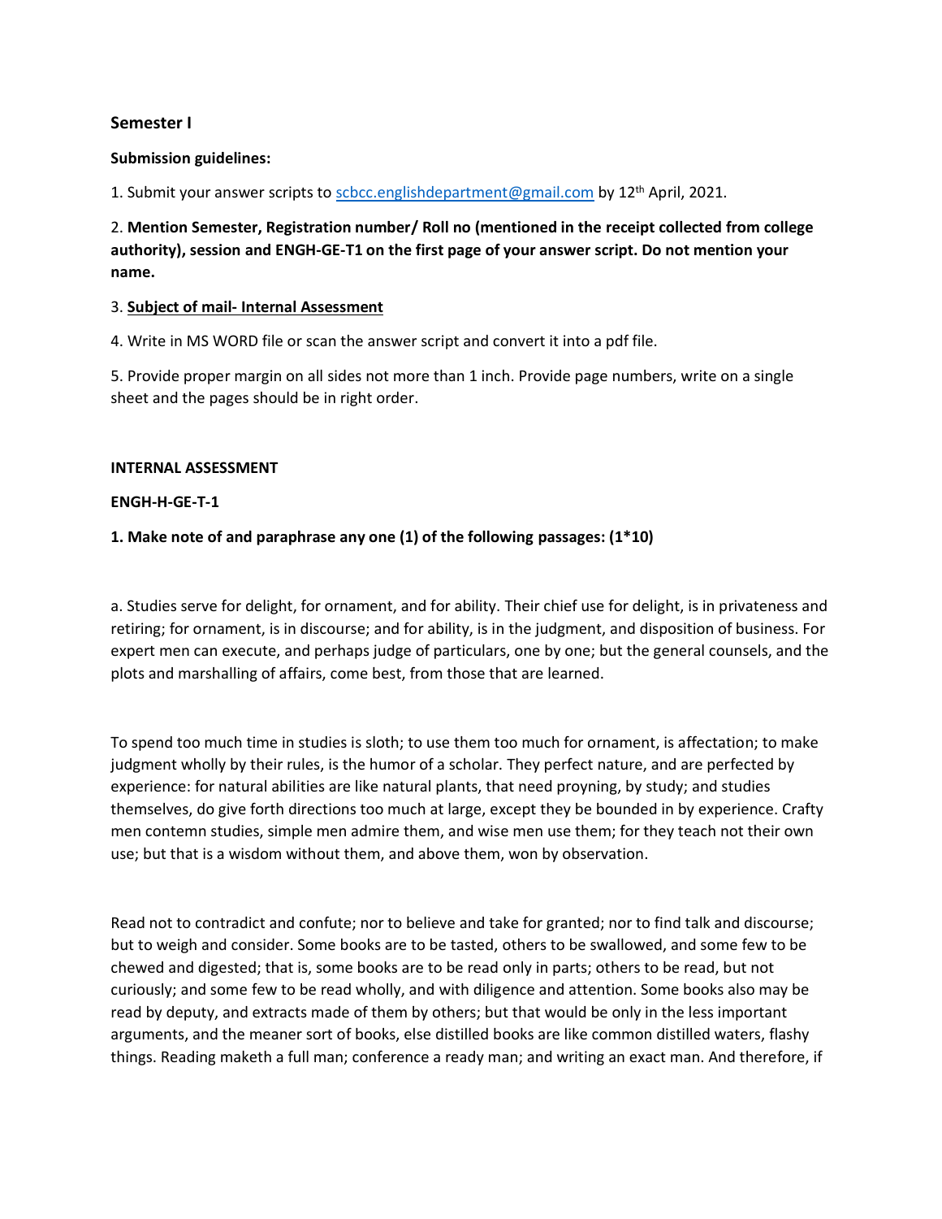**Semester I**

**Submission guidelines:**

1. Submit your answer scripts to scbcc.englishdepartment@gmail.com by 12th April, 2021.

2. **Mention Semester, Registration number/ Roll no (mentioned in the receipt collected from college authority), session and ENGH-GE-T1 on the first page of your answer script. Do not mention your name.**

3. **Subject of mail- Internal Assessment**

4. Write in MS WORD file or scan the answer script and convert it into a pdf file.

5. Provide proper margin on all sides not more than 1 inch. Provide page numbers, write on a single sheet and the pages should be in right order.

**INTERNAL ASSESSMENT**

**ENGH-H-GE-T-1**

**1. Make note of and paraphrase any one (1) of the following passages: (1*10)**

a. Studies serve for delight, for ornament, and for ability. Their chief use for delight, is in privateness and retiring; for ornament, is in discourse; and for ability, is in the judgment, and disposition of business. For expert men can execute, and perhaps judge of particulars, one by one; but the general counsels, and the plots and marshalling of affairs, come best, from those that are learned.

To spend too much time in studies is sloth; to use them too much for ornament, is affectation; to make judgment wholly by their rules, is the humor of a scholar. They perfect nature, and are perfected by experience: for natural abilities are like natural plants, that need proyning, by study; and studies themselves, do give forth directions too much at large, except they be bounded in by experience. Crafty men contemn studies, simple men admire them, and wise men use them; for they teach not their own use; but that is a wisdom without them, and above them, won by observation.

Read not to contradict and confute; nor to believe and take for granted; nor to find talk and discourse; but to weigh and consider. Some books are to be tasted, others to be swallowed, and some few to be chewed and digested; that is, some books are to be read only in parts; others to be read, but not curiously; and some few to be read wholly, and with diligence and attention. Some books also may be read by deputy, and extracts made of them by others; but that would be only in the less important arguments, and the meaner sort of books, else distilled books are like common distilled waters, flashy things. Reading maketh a full man; conference a ready man; and writing an exact man. And therefore, if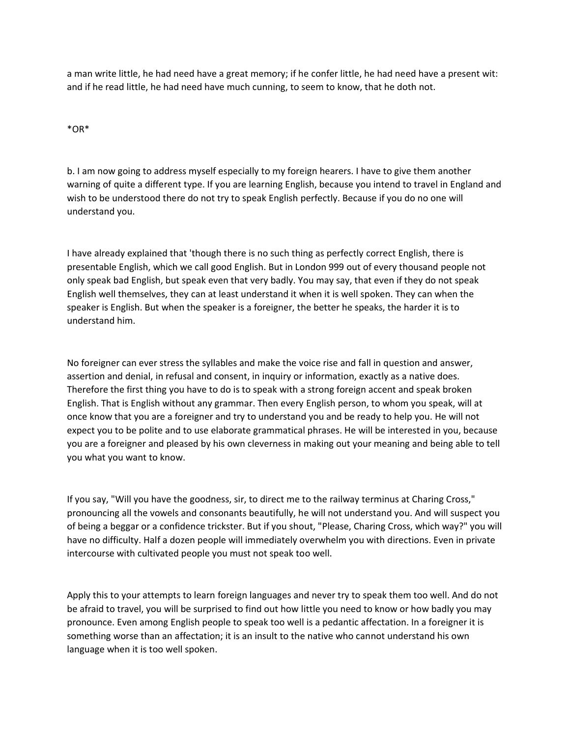a man write little, he had need have a great memory; if he confer little, he had need have a present wit: and if he read little, he had need have much cunning, to seem to know, that he doth not.

*OR*

b. I am now going to address myself especially to my foreign hearers. I have to give them another warning of quite a different type. If you are learning English, because you intend to travel in England and wish to be understood there do not try to speak English perfectly. Because if you do no one will understand you.

I have already explained that 'though there is no such thing as perfectly correct English, there is presentable English, which we call good English. But in London 999 out of every thousand people not only speak bad English, but speak even that very badly. You may say, that even if they do not speak English well themselves, they can at least understand it when it is well spoken. They can when the speaker is English. But when the speaker is a foreigner, the better he speaks, the harder it is to understand him.

No foreigner can ever stress the syllables and make the voice rise and fall in question and answer, assertion and denial, in refusal and consent, in inquiry or information, exactly as a native does. Therefore the first thing you have to do is to speak with a strong foreign accent and speak broken English. That is English without any grammar. Then every English person, to whom you speak, will at once know that you are a foreigner and try to understand you and be ready to help you. He will not expect you to be polite and to use elaborate grammatical phrases. He will be interested in you, because you are a foreigner and pleased by his own cleverness in making out your meaning and being able to tell you what you want to know.

If you say, "Will you have the goodness, sir, to direct me to the railway terminus at Charing Cross," pronouncing all the vowels and consonants beautifully, he will not understand you. And will suspect you of being a beggar or a confidence trickster. But if you shout, "Please, Charing Cross, which way?" you will have no difficulty. Half a dozen people will immediately overwhelm you with directions. Even in private intercourse with cultivated people you must not speak too well.

Apply this to your attempts to learn foreign languages and never try to speak them too well. And do not be afraid to travel, you will be surprised to find out how little you need to know or how badly you may pronounce. Even among English people to speak too well is a pedantic affectation. In a foreigner it is something worse than an affectation; it is an insult to the native who cannot understand his own language when it is too well spoken.